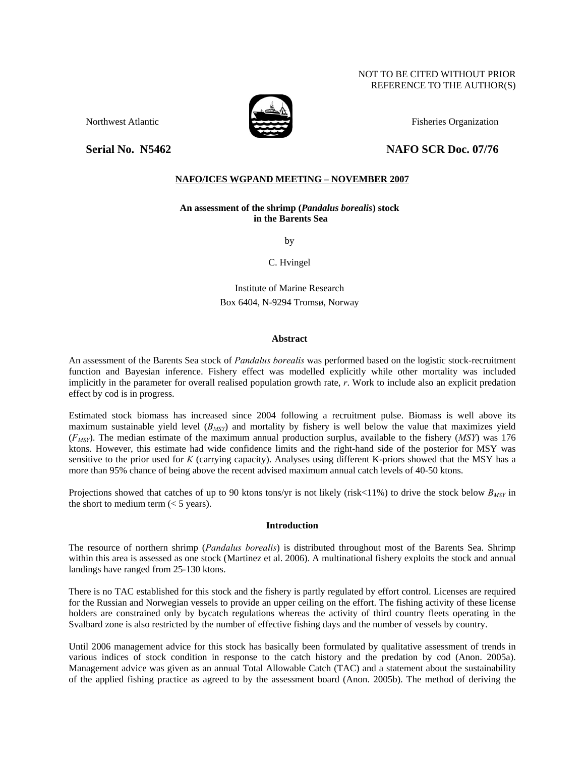NOT TO BE CITED WITHOUT PRIOR REFERENCE TO THE AUTHOR(S)

Northwest Atlantic Fisheries Organization

**Serial No. N5462** **NAFO SCR Doc. 07/76**

**NAFO/ICES WGPAND MEETING – NOVEMBER 2007**

**An assessment of the shrimp (*Pandalus borealis*) stock in the Barents Sea**

by

C. Hvingel

Institute of Marine Research
Box 6404, N-9294 Tromsø, Norway

## Abstract

An assessment of the Barents Sea stock of *Pandalus borealis* was performed based on the logistic stock-recruitment function and Bayesian inference. Fishery effect was modelled explicitly while other mortality was included implicitly in the parameter for overall realised population growth rate, *r*. Work to include also an explicit predation effect by cod is in progress.

Estimated stock biomass has increased since 2004 following a recruitment pulse. Biomass is well above its maximum sustainable yield level ($B_{MSY}$) and mortality by fishery is well below the value that maximizes yield ($F_{MSY}$). The median estimate of the maximum annual production surplus, available to the fishery (*MSY*) was 176 ktons. However, this estimate had wide confidence limits and the right-hand side of the posterior for MSY was sensitive to the prior used for *K* (carrying capacity). Analyses using different K-priors showed that the MSY has a more than 95% chance of being above the recent advised maximum annual catch levels of 40-50 ktons.

Projections showed that catches of up to 90 ktons tons/yr is not likely (risk<11%) to drive the stock below $B_{MSY}$ in the short to medium term (< 5 years).

## Introduction

The resource of northern shrimp (*Pandalus borealis*) is distributed throughout most of the Barents Sea. Shrimp within this area is assessed as one stock (Martinez et al. 2006). A multinational fishery exploits the stock and annual landings have ranged from 25-130 ktons.

There is no TAC established for this stock and the fishery is partly regulated by effort control. Licenses are required for the Russian and Norwegian vessels to provide an upper ceiling on the effort. The fishing activity of these license holders are constrained only by bycatch regulations whereas the activity of third country fleets operating in the Svalbard zone is also restricted by the number of effective fishing days and the number of vessels by country.

Until 2006 management advice for this stock has basically been formulated by qualitative assessment of trends in various indices of stock condition in response to the catch history and the predation by cod (Anon. 2005a). Management advice was given as an annual Total Allowable Catch (TAC) and a statement about the sustainability of the applied fishing practice as agreed to by the assessment board (Anon. 2005b). The method of deriving the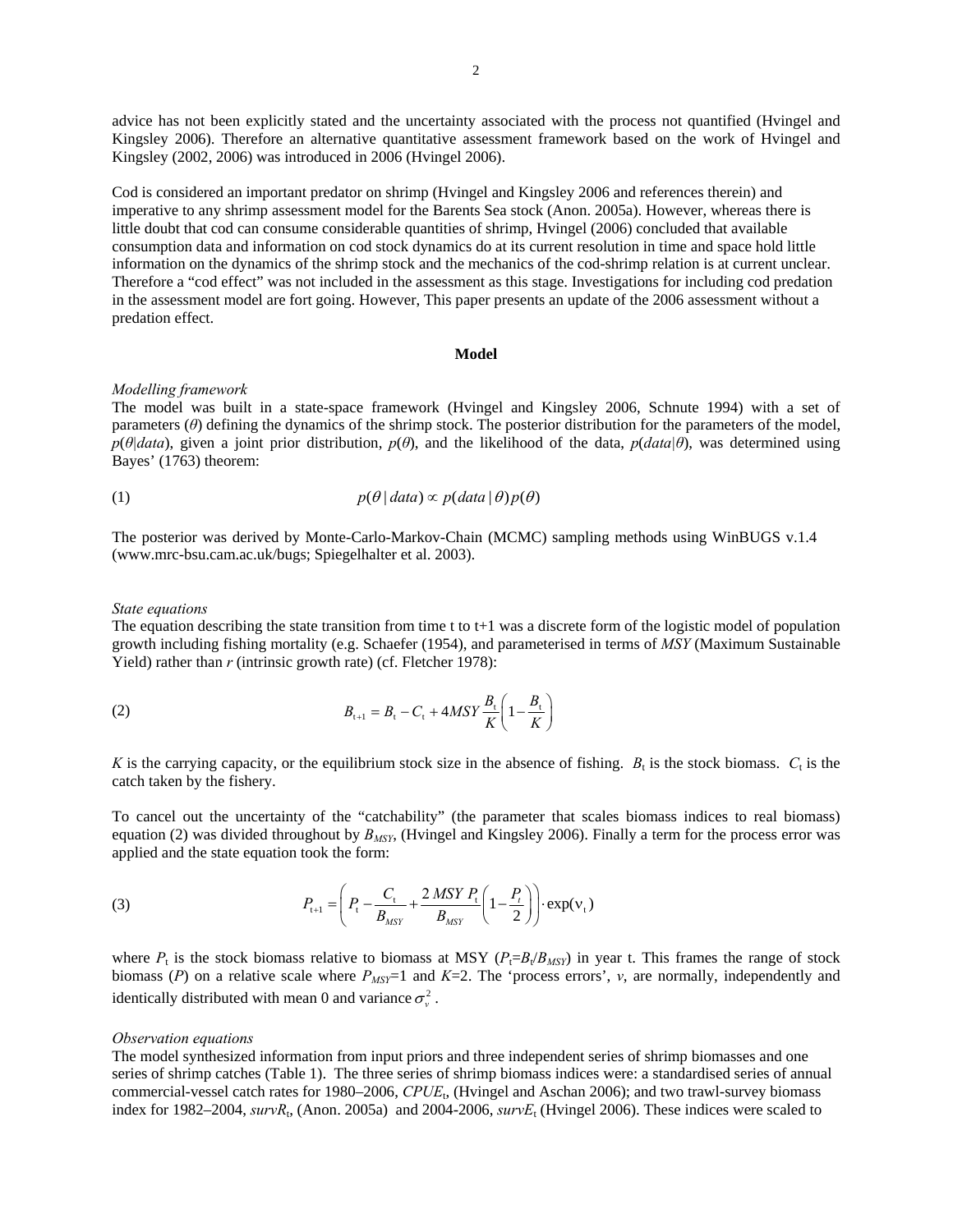advice has not been explicitly stated and the uncertainty associated with the process not quantified (Hvingel and Kingsley 2006). Therefore an alternative quantitative assessment framework based on the work of Hvingel and Kingsley (2002, 2006) was introduced in 2006 (Hvingel 2006).

Cod is considered an important predator on shrimp (Hvingel and Kingsley 2006 and references therein) and imperative to any shrimp assessment model for the Barents Sea stock (Anon. 2005a). However, whereas there is little doubt that cod can consume considerable quantities of shrimp, Hvingel (2006) concluded that available consumption data and information on cod stock dynamics do at its current resolution in time and space hold little information on the dynamics of the shrimp stock and the mechanics of the cod-shrimp relation is at current unclear. Therefore a "cod effect" was not included in the assessment as this stage. Investigations for included cod predation in the assessment model are fort going. However, This paper presents an update of the 2006 assessment without a predation effect.

## Model

*Modelling framework*

The model was built in a state-space framework (Hvingel and Kingsley 2006, Schnute 1994) with a set of parameters ($\theta$) defining the dynamics of the shrimp stock. The posterior distribution for the parameters of the model, $p(\theta|data)$, given a joint prior distribution, $p(\theta)$, and the likelihood of the data, $p(data|\theta)$, was determined using Bayes' (1763) theorem:

$$(1) \qquad p(\theta \mid data) \propto p(data \mid \theta) p(\theta)$$

The posterior was derived by Monte-Carlo-Markov-Chain (MCMC) sampling methods using WinBUGS v.1.4 (www.mrc-bsu.cam.ac.uk/bugs; Spiegelhalter et al. 2003).

*State equations*

The equation describing the state transition from time t to t+1 was a discrete form of the logistic model of population growth including fishing mortality (e.g. Schaefer (1954), and parameterised in terms of *MSY* (Maximum Sustainable Yield) rather than *r* (intrinsic growth rate) (cf. Fletcher 1978):

$$(2) \qquad B_{t+1} = B_t - C_t + 4MSY \frac{B_t}{K}\left(1 - \frac{B_t}{K}\right)$$

$K$ is the carrying capacity, or the equilibrium stock size in the absence of fishing. $B_t$ is the stock biomass. $C_t$ is the catch taken by the fishery.

To cancel out the uncertainty of the "catchability" (the parameter that scales biomass indices to real biomass) equation (2) was divided throughout by $B_{MSY}$, (Hvingel and Kingsley 2006). Finally a term for the process error was applied and the state equation took the form:

$$(3) \qquad P_{t+1} = \left( P_t - \frac{C_t}{B_{MSY}} + \frac{2\,MSY\,P_t}{B_{MSY}}\left(1 - \frac{P_t}{2}\right)\right) \cdot \exp(\nu_t)$$

where $P_t$ is the stock biomass relative to biomass at MSY ($P_t = B_t/B_{MSY}$) in year t. This frames the range of stock biomass ($P$) on a relative scale where $P_{MSY}=1$ and $K=2$. The 'process errors', $v$, are normally, independently and identically distributed with mean 0 and variance $\sigma_v^2$.

*Observation equations*

The model synthesized information from input priors and three independent series of shrimp biomasses and one series of shrimp catches (Table 1). The three series of shrimp biomass indices were: a standardised series of annual commercial-vessel catch rates for 1980–2006, $CPUE_t$, (Hvingel and Aschan 2006); and two trawl-survey biomass index for 1982–2004, $survR_t$, (Anon. 2005a) and 2004-2006, $survE_t$ (Hvingel 2006). These indices were scaled to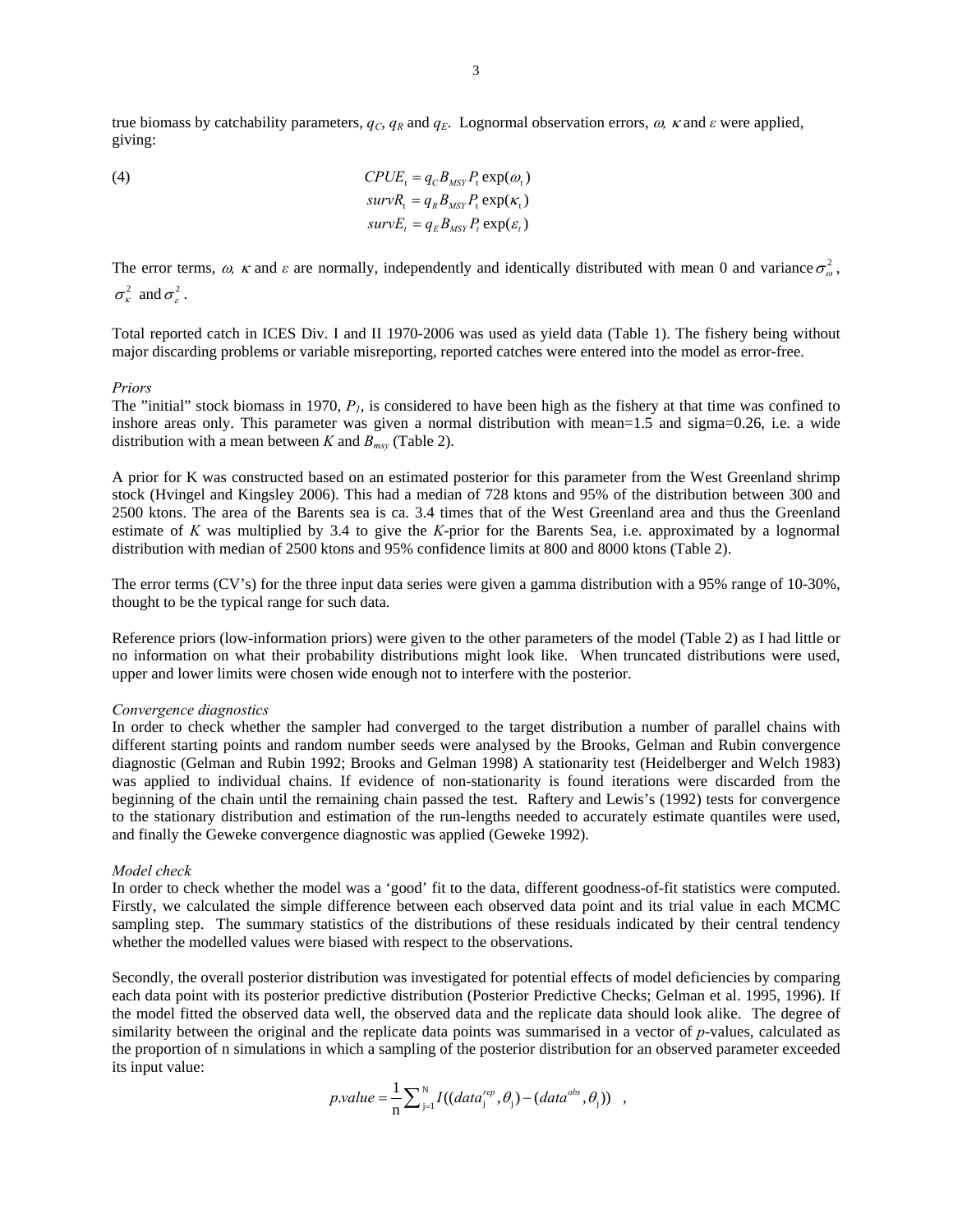true biomass by catchability parameters, $q_C$, $q_R$ and $q_E$. Lognormal observation errors, $\omega$, $\kappa$ and $\varepsilon$ were applied, giving:

$$
\begin{aligned}
CPUE_t &= q_C B_{MSY} P_t \exp(\omega_t) \\
survR_t &= q_R B_{MSY} P_t \exp(\kappa_t) \\
survE_t &= q_E B_{MSY} P_t \exp(\varepsilon_t)
\end{aligned}
\tag{4}
$$

The error terms, $\omega$, $\kappa$ and $\varepsilon$ are normally, independently and identically distributed with mean 0 and variance $\sigma^2_\omega$, $\sigma^2_\kappa$ and $\sigma^2_\varepsilon$.

Total reported catch in ICES Div. I and II 1970-2006 was used as yield data (Table 1). The fishery being without major discarding problems or variable misreporting, reported catches were entered into the model as error-free.

*Priors*

The "initial" stock biomass in 1970, $P_1$, is considered to have been high as the fishery at that time was confined to inshore areas only. This parameter was given a normal distribution with mean=1.5 and sigma=0.26, i.e. a wide distribution with a mean between $K$ and $B_{msy}$ (Table 2).

A prior for K was constructed based on an estimated posterior for this parameter from the West Greenland shrimp stock (Hvingel and Kingsley 2006). This had a median of 728 ktons and 95% of the distribution between 300 and 2500 ktons. The area of the Barents sea is ca. 3.4 times that of the West Greenland area and thus the Greenland estimate of $K$ was multiplied by 3.4 to give the $K$-prior for the Barents Sea, i.e. approximated by a lognormal distribution with median of 2500 ktons and 95% confidence limits at 800 and 8000 ktons (Table 2).

The error terms (CV's) for the three input data series were given a gamma distribution with a 95% range of 10-30%, thought to be the typical range for such data.

Reference priors (low-information priors) were given to the other parameters of the model (Table 2) as I had little or no information on what their probability distributions might look like. When truncated distributions were used, upper and lower limits were chosen wide enough not to interfere with the posterior.

*Convergence diagnostics*

In order to check whether the sampler had converged to the target distribution a number of parallel chains with different starting points and random number seeds were analysed by the Brooks, Gelman and Rubin convergence diagnostic (Gelman and Rubin 1992; Brooks and Gelman 1998) A stationarity test (Heidelberger and Welch 1983) was applied to individual chains. If evidence of non-stationarity is found iterations were discarded from the beginning of the chain until the remaining chain passed the test. Raftery and Lewis's (1992) tests for convergence to the stationary distribution and estimation of the run-lengths needed to accurately estimate quantiles were used, and finally the Geweke convergence diagnostic was applied (Geweke 1992).

*Model check*

In order to check whether the model was a 'good' fit to the data, different goodness-of-fit statistics were computed. Firstly, we calculated the simple difference between each observed data point and its trial value in each MCMC sampling step. The summary statistics of the distributions of these residuals indicated by their central tendency whether the modelled values were biased with respect to the observations.

Secondly, the overall posterior distribution was investigated for potential effects of model deficiencies by comparing each data point with its posterior predictive distribution (Posterior Predictive Checks; Gelman et al. 1995, 1996). If the model fitted the observed data well, the observed data and the replicate data should look alike. The degree of similarity between the original and the replicate data points was summarised in a vector of $p$-values, calculated as the proportion of n simulations in which a sampling of the posterior distribution for an observed parameter exceeded its input value:

$$
p.value = \frac{1}{\text{n}} \sum_{\text{j}=1}^{\text{N}} I((data_{\text{j}}^{rep}, \theta_{\text{j}}) - (data^{obs}, \theta_{\text{j}})) \quad ,
$$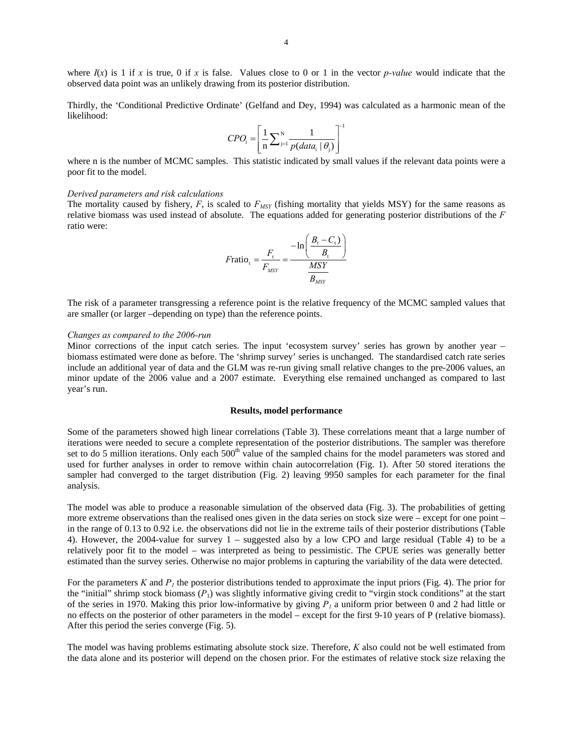where $I(x)$ is 1 if $x$ is true, 0 if $x$ is false. Values close to 0 or 1 in the vector *p-value* would indicate that the observed data point was an unlikely drawing from its posterior distribution.

Thirdly, the 'Conditional Predictive Ordinate' (Gelfand and Dey, 1994) was calculated as a harmonic mean of the likelihood:

$$CPO_{\mathrm{i}} = \left[ \frac{1}{\mathrm{n}} \sum\nolimits_{\mathrm{j}=1}^{\mathrm{N}} \frac{1}{p(data_{\mathrm{i}} \mid \theta_{\mathrm{j}})} \right]^{-1}$$

where n is the number of MCMC samples. This statistic indicated by small values if the relevant data points were a poor fit to the model.

*Derived parameters and risk calculations*

The mortality caused by fishery, $F$, is scaled to $F_{MSY}$ (fishing mortality that yields MSY) for the same reasons as relative biomass was used instead of absolute. The equations added for generating posterior distributions of the $F$ ratio were:

$$F\mathrm{ratio}_{\mathrm{t}} = \frac{F_{\mathrm{t}}}{F_{MSY}} = \frac{-\ln\left(\dfrac{B_{\mathrm{t}} - C_{\mathrm{t}}}{B_{\mathrm{t}}}\right)}{\dfrac{MSY}{B_{MSY}}}$$

The risk of a parameter transgressing a reference point is the relative frequency of the MCMC sampled values that are smaller (or larger –depending on type) than the reference points.

*Changes as compared to the 2006-run*

Minor corrections of the input catch series. The input 'ecosystem survey' series has grown by another year – biomass estimated were done as before. The 'shrimp survey' series is unchanged. The standardised catch rate series include an additional year of data and the GLM was re-run giving small relative changes to the pre-2006 values, an minor update of the 2006 value and a 2007 estimate. Everything else remained unchanged as compared to last year's run.

**Results, model performance**

Some of the parameters showed high linear correlations (Table 3). These correlations meant that a large number of iterations were needed to secure a complete representation of the posterior distributions. The sampler was therefore set to do 5 million iterations. Only each 500th value of the sampled chains for the model parameters was stored and used for further analyses in order to remove within chain autocorrelation (Fig. 1). After 50 stored iterations the sampler had converged to the target distribution (Fig. 2) leaving 9950 samples for each parameter for the final analysis.

The model was able to produce a reasonable simulation of the observed data (Fig. 3). The probabilities of getting more extreme observations than the realised ones given in the data series on stock size were – except for one point – in the range of 0.13 to 0.92 i.e. the observations did not lie in the extreme tails of their posterior distributions (Table 4). However, the 2004-value for survey 1 – suggested also by a low CPO and large residual (Table 4) to be a relatively poor fit to the model – was interpreted as being to pessimistic. The CPUE series was generally better estimated than the survey series. Otherwise no major problems in capturing the variability of the data were detected.

For the parameters $K$ and $P_1$ the posterior distributions tended to approximate the input priors (Fig. 4). The prior for the "initial" shrimp stock biomass ($P_1$) was slightly informative giving credit to "virgin stock conditions" at the start of the series in 1970. Making this prior low-informative by giving $P_1$ a uniform prior between 0 and 2 had little or no effects on the posterior of other parameters in the model – except for the first 9-10 years of P (relative biomass). After this period the series converge (Fig. 5).

The model was having problems estimating absolute stock size. Therefore, $K$ also could not be well estimated from the data alone and its posterior will depend on the chosen prior. For the estimates of relative stock size relaxing the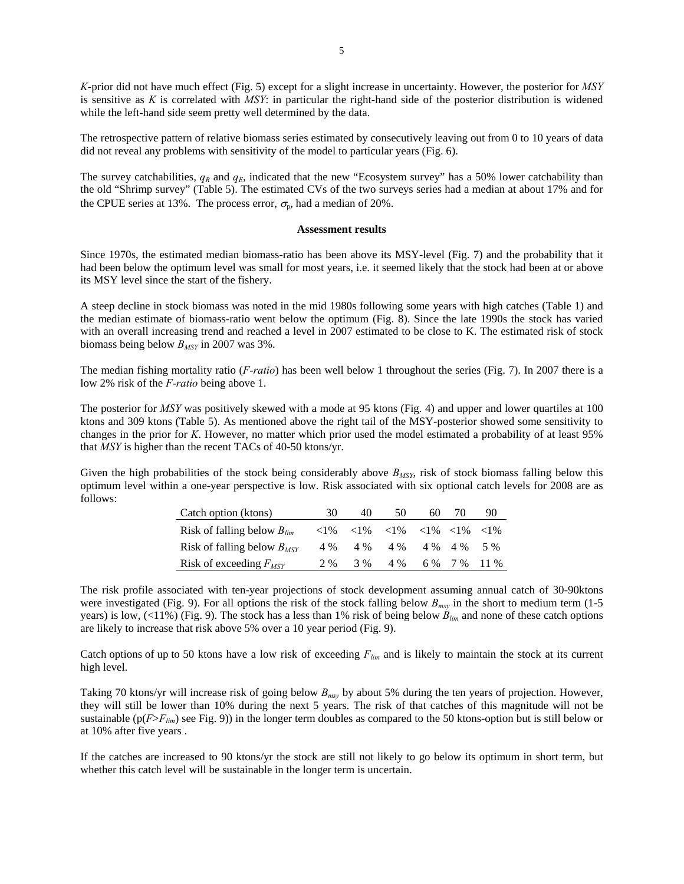*K*-prior did not have much effect (Fig. 5) except for a slight increase in uncertainty. However, the posterior for *MSY* is sensitive as *K* is correlated with *MSY*: in particular the right-hand side of the posterior distribution is widened while the left-hand side seem pretty well determined by the data.

The retrospective pattern of relative biomass series estimated by consecutively leaving out from 0 to 10 years of data did not reveal any problems with sensitivity of the model to particular years (Fig. 6).

The survey catchabilities, $q_R$ and $q_E$, indicated that the new "Ecosystem survey" has a 50% lower catchability than the old "Shrimp survey" (Table 5). The estimated CVs of the two surveys series had a median at about 17% and for the CPUE series at 13%. The process error, $\sigma_p$, had a median of 20%.

**Assessment results**

Since 1970s, the estimated median biomass-ratio has been above its MSY-level (Fig. 7) and the probability that it had been below the optimum level was small for most years, i.e. it seemed likely that the stock had been at or above its MSY level since the start of the fishery.

A steep decline in stock biomass was noted in the mid 1980s following some years with high catches (Table 1) and the median estimate of biomass-ratio went below the optimum (Fig. 8). Since the late 1990s the stock has varied with an overall increasing trend and reached a level in 2007 estimated to be close to K. The estimated risk of stock biomass being below $B_{MSY}$ in 2007 was 3%.

The median fishing mortality ratio (*F-ratio*) has been well below 1 throughout the series (Fig. 7). In 2007 there is a low 2% risk of the *F-ratio* being above 1.

The posterior for *MSY* was positively skewed with a mode at 95 ktons (Fig. 4) and upper and lower quartiles at 100 ktons and 309 ktons (Table 5). As mentioned above the right tail of the MSY-posterior showed some sensitivity to changes in the prior for *K*. However, no matter which prior used the model estimated a probability of at least 95% that *MSY* is higher than the recent TACs of 40-50 ktons/yr.

Given the high probabilities of the stock being considerably above $B_{MSY}$, risk of stock biomass falling below this optimum level within a one-year perspective is low. Risk associated with six optional catch levels for 2008 are as follows:

| Catch option (ktons) | 30 | 40 | 50 | 60 | 70 | 90 |
|---|---|---|---|---|---|---|
| Risk of falling below $B_{lim}$ | <1% | <1% | <1% | <1% | <1% | <1% |
| Risk of falling below $B_{MSY}$ | 4 % | 4 % | 4 % | 4 % | 4 % | 5 % |
| Risk of exceeding $F_{MSY}$ | 2 % | 3 % | 4 % | 6 % | 7 % | 11 % |

The risk profile associated with ten-year projections of stock development assuming annual catch of 30-90ktons were investigated (Fig. 9). For all options the risk of the stock falling below $B_{msy}$ in the short to medium term (1-5 years) is low, (<11%) (Fig. 9). The stock has a less than 1% risk of being below $B_{lim}$ and none of these catch options are likely to increase that risk above 5% over a 10 year period (Fig. 9).

Catch options of up to 50 ktons have a low risk of exceeding $F_{lim}$ and is likely to maintain the stock at its current high level.

Taking 70 ktons/yr will increase risk of going below $B_{msy}$ by about 5% during the ten years of projection. However, they will still be lower than 10% during the next 5 years. The risk of that catches of this magnitude will not be sustainable (p($F$>$F_{lim}$) see Fig. 9)) in the longer term doubles as compared to the 50 ktons-option but is still below or at 10% after five years .

If the catches are increased to 90 ktons/yr the stock are still not likely to go below its optimum in short term, but whether this catch level will be sustainable in the longer term is uncertain.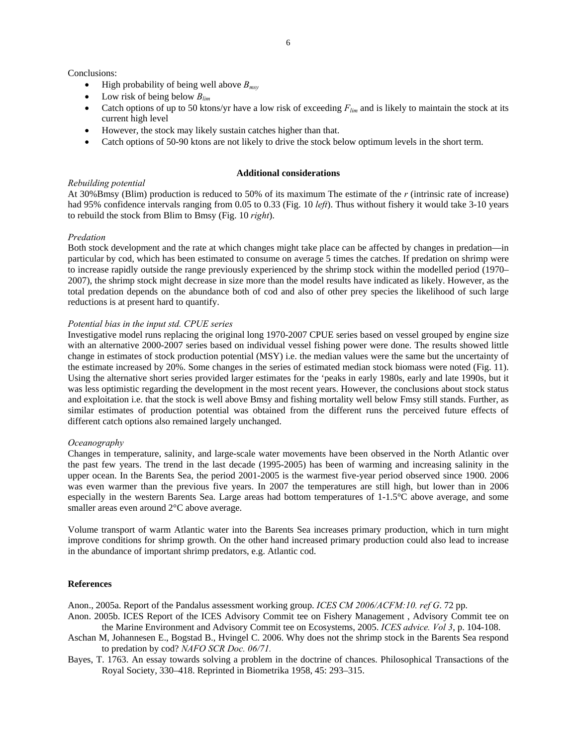Conclusions:

- High probability of being well above $B_{msy}$
- Low risk of being below $B_{lim}$
- Catch options of up to 50 ktons/yr have a low risk of exceeding $F_{lim}$ and is likely to maintain the stock at its current high level
- However, the stock may likely sustain catches higher than that.
- Catch options of 50-90 ktons are not likely to drive the stock below optimum levels in the short term.

## Additional considerations

*Rebuilding potential*

At 30%Bmsy (Blim) production is reduced to 50% of its maximum The estimate of the *r* (intrinsic rate of increase) had 95% confidence intervals ranging from 0.05 to 0.33 (Fig. 10 *left*). Thus without fishery it would take 3-10 years to rebuild the stock from Blim to Bmsy (Fig. 10 *right*).

*Predation*

Both stock development and the rate at which changes might take place can be affected by changes in predation—in particular by cod, which has been estimated to consume on average 5 times the catches. If predation on shrimp were to increase rapidly outside the range previously experienced by the shrimp stock within the modelled period (1970–2007), the shrimp stock might decrease in size more than the model results have indicated as likely. However, as the total predation depends on the abundance both of cod and also of other prey species the likelihood of such large reductions is at present hard to quantify.

*Potential bias in the input std. CPUE series*

Investigative model runs replacing the original long 1970-2007 CPUE series based on vessel grouped by engine size with an alternative 2000-2007 series based on individual vessel fishing power were done. The results showed little change in estimates of stock production potential (MSY) i.e. the median values were the same but the uncertainty of the estimate increased by 20%. Some changes in the series of estimated median stock biomass were noted (Fig. 11). Using the alternative short series provided larger estimates for the 'peaks in early 1980s, early and late 1990s, but it was less optimistic regarding the development in the most recent years. However, the conclusions about stock status and exploitation i.e. that the stock is well above Bmsy and fishing mortality well below Fmsy still stands. Further, as similar estimates of production potential was obtained from the different runs the perceived future effects of different catch options also remained largely unchanged.

*Oceanography*

Changes in temperature, salinity, and large-scale water movements have been observed in the North Atlantic over the past few years. The trend in the last decade (1995-2005) has been of warming and increasing salinity in the upper ocean. In the Barents Sea, the period 2001-2005 is the warmest five-year period observed since 1900. 2006 was even warmer than the previous five years. In 2007 the temperatures are still high, but lower than in 2006 especially in the western Barents Sea. Large areas had bottom temperatures of 1-1.5°C above average, and some smaller areas even around 2°C above average.

Volume transport of warm Atlantic water into the Barents Sea increases primary production, which in turn might improve conditions for shrimp growth. On the other hand increased primary production could also lead to increase in the abundance of important shrimp predators, e.g. Atlantic cod.

## References

Anon., 2005a. Report of the Pandalus assessment working group. *ICES CM 2006/ACFM:10. ref G*. 72 pp.

Anon. 2005b. ICES Report of the ICES Advisory Commit tee on Fishery Management , Advisory Commit tee on the Marine Environment and Advisory Commit tee on Ecosystems, 2005. *ICES advice. Vol 3*, p. 104-108.

Aschan M, Johannesen E., Bogstad B., Hvingel C. 2006. Why does not the shrimp stock in the Barents Sea respond to predation by cod? *NAFO SCR Doc. 06/71.*

Bayes, T. 1763. An essay towards solving a problem in the doctrine of chances. Philosophical Transactions of the Royal Society, 330–418. Reprinted in Biometrika 1958, 45: 293–315.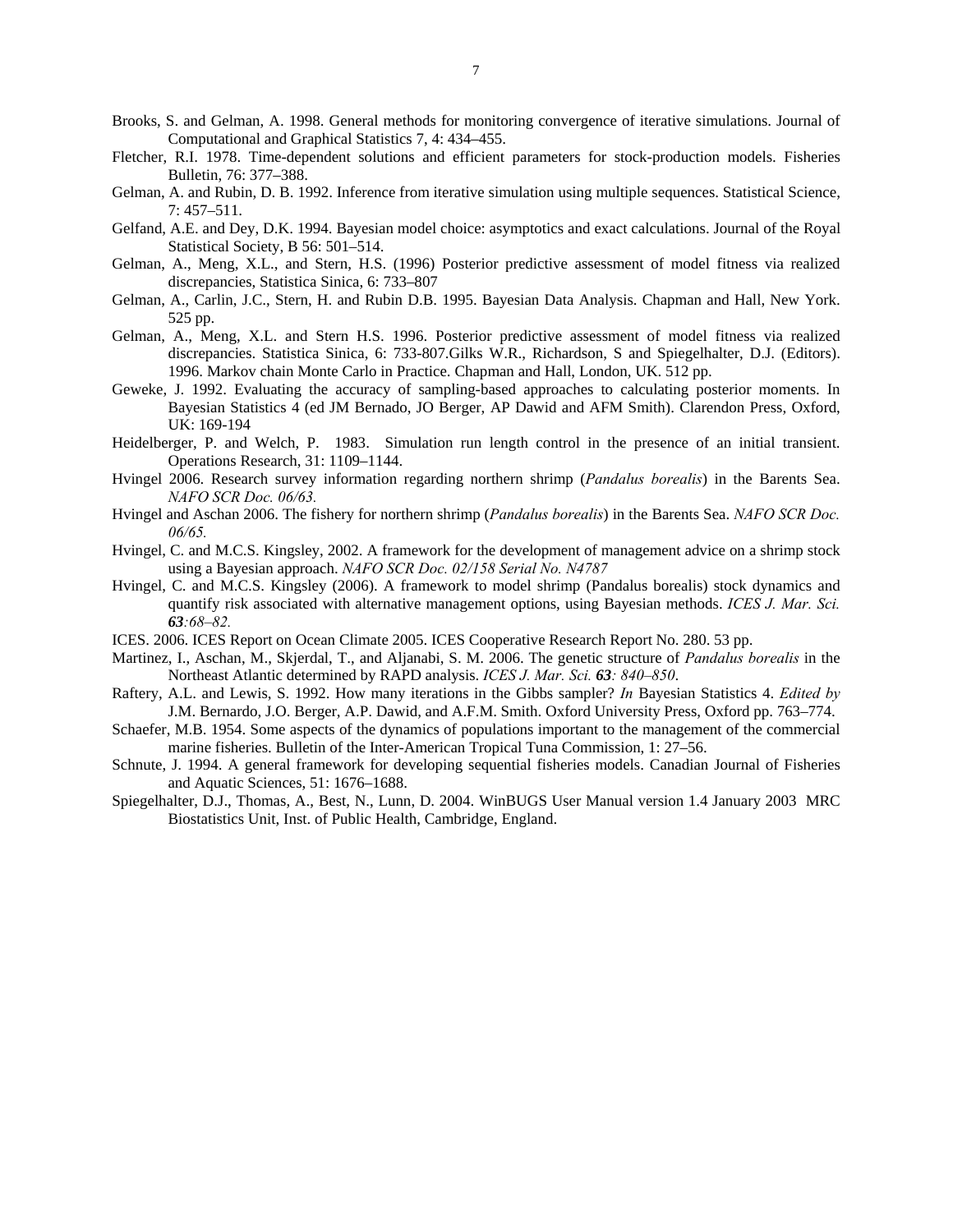Brooks, S. and Gelman, A. 1998. General methods for monitoring convergence of iterative simulations. Journal of Computational and Graphical Statistics 7, 4: 434–455.

Fletcher, R.I. 1978. Time-dependent solutions and efficient parameters for stock-production models. Fisheries Bulletin, 76: 377–388.

Gelman, A. and Rubin, D. B. 1992. Inference from iterative simulation using multiple sequences. Statistical Science, 7: 457–511.

Gelfand, A.E. and Dey, D.K. 1994. Bayesian model choice: asymptotics and exact calculations. Journal of the Royal Statistical Society, B 56: 501–514.

Gelman, A., Meng, X.L., and Stern, H.S. (1996) Posterior predictive assessment of model fitness via realized discrepancies, Statistica Sinica, 6: 733–807

Gelman, A., Carlin, J.C., Stern, H. and Rubin D.B. 1995. Bayesian Data Analysis. Chapman and Hall, New York. 525 pp.

Gelman, A., Meng, X.L. and Stern H.S. 1996. Posterior predictive assessment of model fitness via realized discrepancies. Statistica Sinica, 6: 733-807.Gilks W.R., Richardson, S and Spiegelhalter, D.J. (Editors). 1996. Markov chain Monte Carlo in Practice. Chapman and Hall, London, UK. 512 pp.

Geweke, J. 1992. Evaluating the accuracy of sampling-based approaches to calculating posterior moments. In Bayesian Statistics 4 (ed JM Bernado, JO Berger, AP Dawid and AFM Smith). Clarendon Press, Oxford, UK: 169-194

Heidelberger, P. and Welch, P. 1983. Simulation run length control in the presence of an initial transient. Operations Research, 31: 1109–1144.

Hvingel 2006. Research survey information regarding northern shrimp (*Pandalus borealis*) in the Barents Sea. *NAFO SCR Doc. 06/63.*

Hvingel and Aschan 2006. The fishery for northern shrimp (*Pandalus borealis*) in the Barents Sea. *NAFO SCR Doc. 06/65.*

Hvingel, C. and M.C.S. Kingsley, 2002. A framework for the development of management advice on a shrimp stock using a Bayesian approach. *NAFO SCR Doc. 02/158 Serial No. N4787*

Hvingel, C. and M.C.S. Kingsley (2006). A framework to model shrimp (Pandalus borealis) stock dynamics and quantify risk associated with alternative management options, using Bayesian methods. *ICES J. Mar. Sci.* ***63****:68–82.*

ICES. 2006. ICES Report on Ocean Climate 2005. ICES Cooperative Research Report No. 280. 53 pp.

Martinez, I., Aschan, M., Skjerdal, T., and Aljanabi, S. M. 2006. The genetic structure of *Pandalus borealis* in the Northeast Atlantic determined by RAPD analysis. *ICES J. Mar. Sci.* ***63****: 840–850*.

Raftery, A.L. and Lewis, S. 1992. How many iterations in the Gibbs sampler? *In* Bayesian Statistics 4. *Edited by* J.M. Bernardo, J.O. Berger, A.P. Dawid, and A.F.M. Smith. Oxford University Press, Oxford pp. 763–774.

Schaefer, M.B. 1954. Some aspects of the dynamics of populations important to the management of the commercial marine fisheries. Bulletin of the Inter-American Tropical Tuna Commission, 1: 27–56.

Schnute, J. 1994. A general framework for developing sequential fisheries models. Canadian Journal of Fisheries and Aquatic Sciences, 51: 1676–1688.

Spiegelhalter, D.J., Thomas, A., Best, N., Lunn, D. 2004. WinBUGS User Manual version 1.4 January 2003 MRC Biostatistics Unit, Inst. of Public Health, Cambridge, England.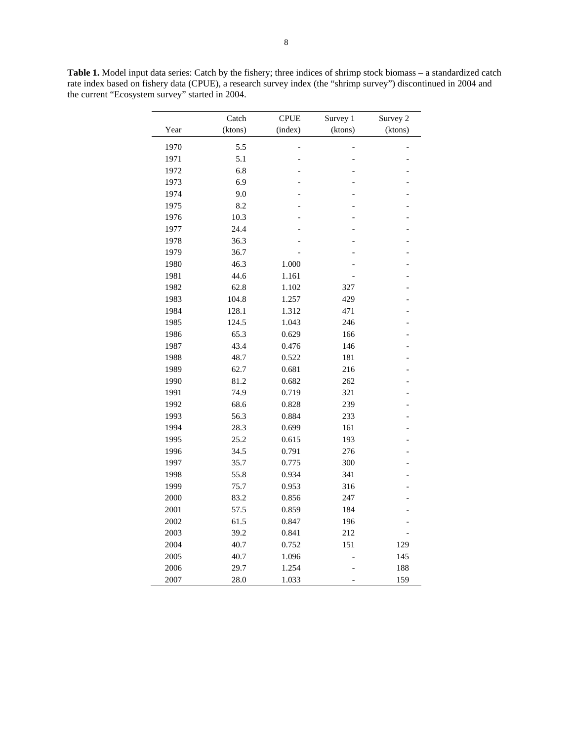**Table 1.** Model input data series: Catch by the fishery; three indices of shrimp stock biomass – a standardized catch rate index based on fishery data (CPUE), a research survey index (the "shrimp survey") discontinued in 2004 and the current "Ecosystem survey" started in 2004.

| Year | Catch (ktons) | CPUE (index) | Survey 1 (ktons) | Survey 2 (ktons) |
|---|---|---|---|---|
| 1970 | 5.5 | - | - | - |
| 1971 | 5.1 | - | - | - |
| 1972 | 6.8 | - | - | - |
| 1973 | 6.9 | - | - | - |
| 1974 | 9.0 | - | - | - |
| 1975 | 8.2 | - | - | - |
| 1976 | 10.3 | - | - | - |
| 1977 | 24.4 | - | - | - |
| 1978 | 36.3 | - | - | - |
| 1979 | 36.7 | - | - | - |
| 1980 | 46.3 | 1.000 | - | - |
| 1981 | 44.6 | 1.161 | - | - |
| 1982 | 62.8 | 1.102 | 327 | - |
| 1983 | 104.8 | 1.257 | 429 | - |
| 1984 | 128.1 | 1.312 | 471 | - |
| 1985 | 124.5 | 1.043 | 246 | - |
| 1986 | 65.3 | 0.629 | 166 | - |
| 1987 | 43.4 | 0.476 | 146 | - |
| 1988 | 48.7 | 0.522 | 181 | - |
| 1989 | 62.7 | 0.681 | 216 | - |
| 1990 | 81.2 | 0.682 | 262 | - |
| 1991 | 74.9 | 0.719 | 321 | - |
| 1992 | 68.6 | 0.828 | 239 | - |
| 1993 | 56.3 | 0.884 | 233 | - |
| 1994 | 28.3 | 0.699 | 161 | - |
| 1995 | 25.2 | 0.615 | 193 | - |
| 1996 | 34.5 | 0.791 | 276 | - |
| 1997 | 35.7 | 0.775 | 300 | - |
| 1998 | 55.8 | 0.934 | 341 | - |
| 1999 | 75.7 | 0.953 | 316 | - |
| 2000 | 83.2 | 0.856 | 247 | - |
| 2001 | 57.5 | 0.859 | 184 | - |
| 2002 | 61.5 | 0.847 | 196 | - |
| 2003 | 39.2 | 0.841 | 212 | - |
| 2004 | 40.7 | 0.752 | 151 | 129 |
| 2005 | 40.7 | 1.096 | - | 145 |
| 2006 | 29.7 | 1.254 | - | 188 |
| 2007 | 28.0 | 1.033 | - | 159 |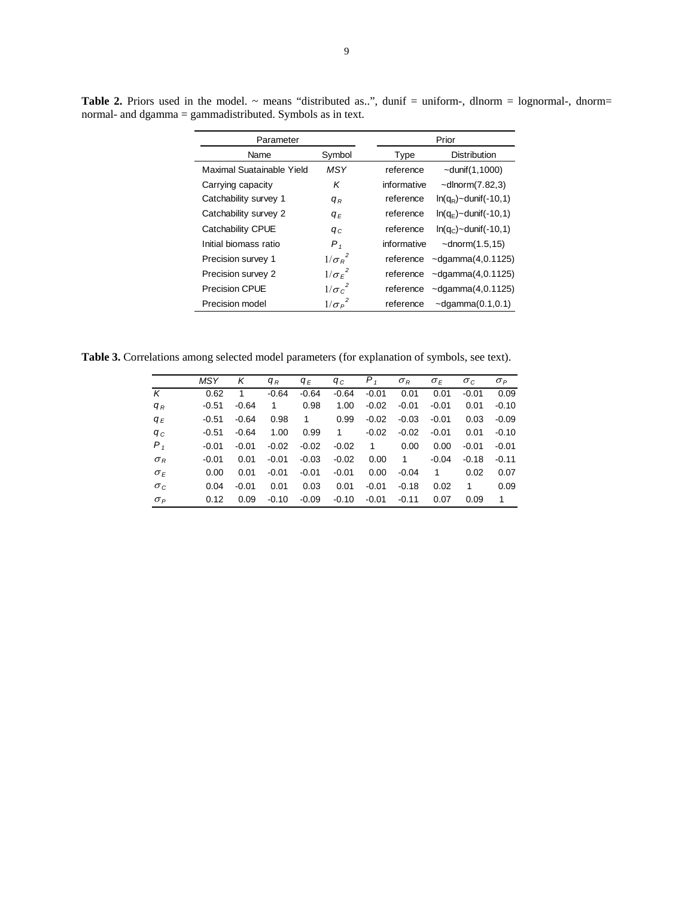**Table 2.** Priors used in the model. ~ means "distributed as..", dunif = uniform-, dlnorm = lognormal-, dnorm= normal- and dgamma = gammadistributed. Symbols as in text.

| Parameter | | Prior | |
|---|---|---|---|
| Name | Symbol | Type | Distribution |
| Maximal Suatainable Yield | $MSY$ | reference | ~dunif(1,1000) |
| Carrying capacity | $K$ | informative | ~dlnorm(7.82,3) |
| Catchability survey 1 | $q_R$ | reference | $\ln(q_R)$~dunif(-10,1) |
| Catchability survey 2 | $q_E$ | reference | $\ln(q_E)$~dunif(-10,1) |
| Catchability CPUE | $q_C$ | reference | $\ln(q_C)$~dunif(-10,1) |
| Initial biomass ratio | $P_1$ | informative | ~dnorm(1.5,15) |
| Precision survey 1 | $1/\sigma_R^2$ | reference | ~dgamma(4,0.1125) |
| Precision survey 2 | $1/\sigma_E^2$ | reference | ~dgamma(4,0.1125) |
| Precision CPUE | $1/\sigma_C^2$ | reference | ~dgamma(4,0.1125) |
| Precision model | $1/\sigma_P^2$ | reference | ~dgamma(0.1,0.1) |

**Table 3.** Correlations among selected model parameters (for explanation of symbols, see text).

| | $MSY$ | $K$ | $q_R$ | $q_E$ | $q_C$ | $P_1$ | $\sigma_R$ | $\sigma_E$ | $\sigma_C$ | $\sigma_P$ |
|---|---|---|---|---|---|---|---|---|---|---|
| $K$ | 0.62 | 1 | -0.64 | -0.64 | -0.64 | -0.01 | 0.01 | 0.01 | -0.01 | 0.09 |
| $q_R$ | -0.51 | -0.64 | 1 | 0.98 | 1.00 | -0.02 | -0.01 | -0.01 | 0.01 | -0.10 |
| $q_E$ | -0.51 | -0.64 | 0.98 | 1 | 0.99 | -0.02 | -0.03 | -0.01 | 0.03 | -0.09 |
| $q_C$ | -0.51 | -0.64 | 1.00 | 0.99 | 1 | -0.02 | -0.02 | -0.01 | 0.01 | -0.10 |
| $P_1$ | -0.01 | -0.01 | -0.02 | -0.02 | -0.02 | 1 | 0.00 | 0.00 | -0.01 | -0.01 |
| $\sigma_R$ | -0.01 | 0.01 | -0.01 | -0.03 | -0.02 | 0.00 | 1 | -0.04 | -0.18 | -0.11 |
| $\sigma_E$ | 0.00 | 0.01 | -0.01 | -0.01 | -0.01 | 0.00 | -0.04 | 1 | 0.02 | 0.07 |
| $\sigma_C$ | 0.04 | -0.01 | 0.01 | 0.03 | 0.01 | -0.01 | -0.18 | 0.02 | 1 | 0.09 |
| $\sigma_P$ | 0.12 | 0.09 | -0.10 | -0.09 | -0.10 | -0.01 | -0.11 | 0.07 | 0.09 | 1 |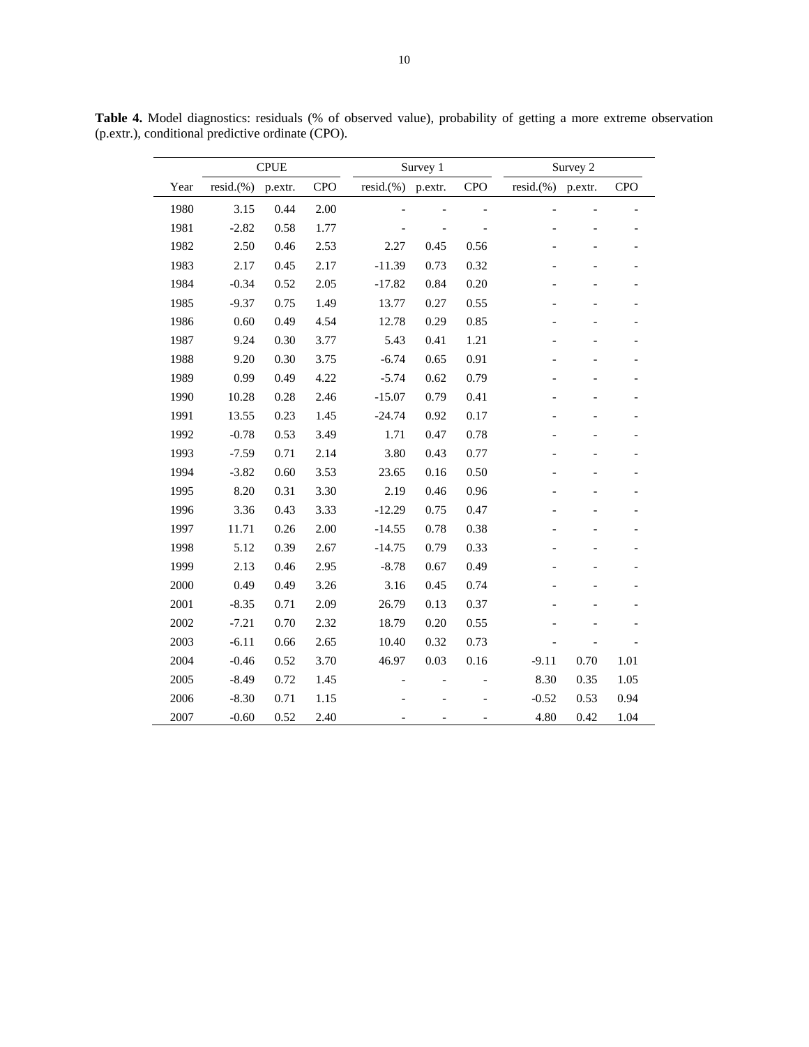**Table 4.** Model diagnostics: residuals (% of observed value), probability of getting a more extreme observation (p.extr.), conditional predictive ordinate (CPO).

| | CPUE | | | Survey 1 | | | Survey 2 | | |
|---|---|---|---|---|---|---|---|---|---|
| Year | resid.(%) | p.extr. | CPO | resid.(%) | p.extr. | CPO | resid.(%) | p.extr. | CPO |
| 1980 | 3.15 | 0.44 | 2.00 | - | - | - | - | - | - |
| 1981 | -2.82 | 0.58 | 1.77 | - | - | - | - | - | - |
| 1982 | 2.50 | 0.46 | 2.53 | 2.27 | 0.45 | 0.56 | - | - | - |
| 1983 | 2.17 | 0.45 | 2.17 | -11.39 | 0.73 | 0.32 | - | - | - |
| 1984 | -0.34 | 0.52 | 2.05 | -17.82 | 0.84 | 0.20 | - | - | - |
| 1985 | -9.37 | 0.75 | 1.49 | 13.77 | 0.27 | 0.55 | - | - | - |
| 1986 | 0.60 | 0.49 | 4.54 | 12.78 | 0.29 | 0.85 | - | - | - |
| 1987 | 9.24 | 0.30 | 3.77 | 5.43 | 0.41 | 1.21 | - | - | - |
| 1988 | 9.20 | 0.30 | 3.75 | -6.74 | 0.65 | 0.91 | - | - | - |
| 1989 | 0.99 | 0.49 | 4.22 | -5.74 | 0.62 | 0.79 | - | - | - |
| 1990 | 10.28 | 0.28 | 2.46 | -15.07 | 0.79 | 0.41 | - | - | - |
| 1991 | 13.55 | 0.23 | 1.45 | -24.74 | 0.92 | 0.17 | - | - | - |
| 1992 | -0.78 | 0.53 | 3.49 | 1.71 | 0.47 | 0.78 | - | - | - |
| 1993 | -7.59 | 0.71 | 2.14 | 3.80 | 0.43 | 0.77 | - | - | - |
| 1994 | -3.82 | 0.60 | 3.53 | 23.65 | 0.16 | 0.50 | - | - | - |
| 1995 | 8.20 | 0.31 | 3.30 | 2.19 | 0.46 | 0.96 | - | - | - |
| 1996 | 3.36 | 0.43 | 3.33 | -12.29 | 0.75 | 0.47 | - | - | - |
| 1997 | 11.71 | 0.26 | 2.00 | -14.55 | 0.78 | 0.38 | - | - | - |
| 1998 | 5.12 | 0.39 | 2.67 | -14.75 | 0.79 | 0.33 | - | - | - |
| 1999 | 2.13 | 0.46 | 2.95 | -8.78 | 0.67 | 0.49 | - | - | - |
| 2000 | 0.49 | 0.49 | 3.26 | 3.16 | 0.45 | 0.74 | - | - | - |
| 2001 | -8.35 | 0.71 | 2.09 | 26.79 | 0.13 | 0.37 | - | - | - |
| 2002 | -7.21 | 0.70 | 2.32 | 18.79 | 0.20 | 0.55 | - | - | - |
| 2003 | -6.11 | 0.66 | 2.65 | 10.40 | 0.32 | 0.73 | - | - | - |
| 2004 | -0.46 | 0.52 | 3.70 | 46.97 | 0.03 | 0.16 | -9.11 | 0.70 | 1.01 |
| 2005 | -8.49 | 0.72 | 1.45 | - | - | - | 8.30 | 0.35 | 1.05 |
| 2006 | -8.30 | 0.71 | 1.15 | - | - | - | -0.52 | 0.53 | 0.94 |
| 2007 | -0.60 | 0.52 | 2.40 | - | - | - | 4.80 | 0.42 | 1.04 |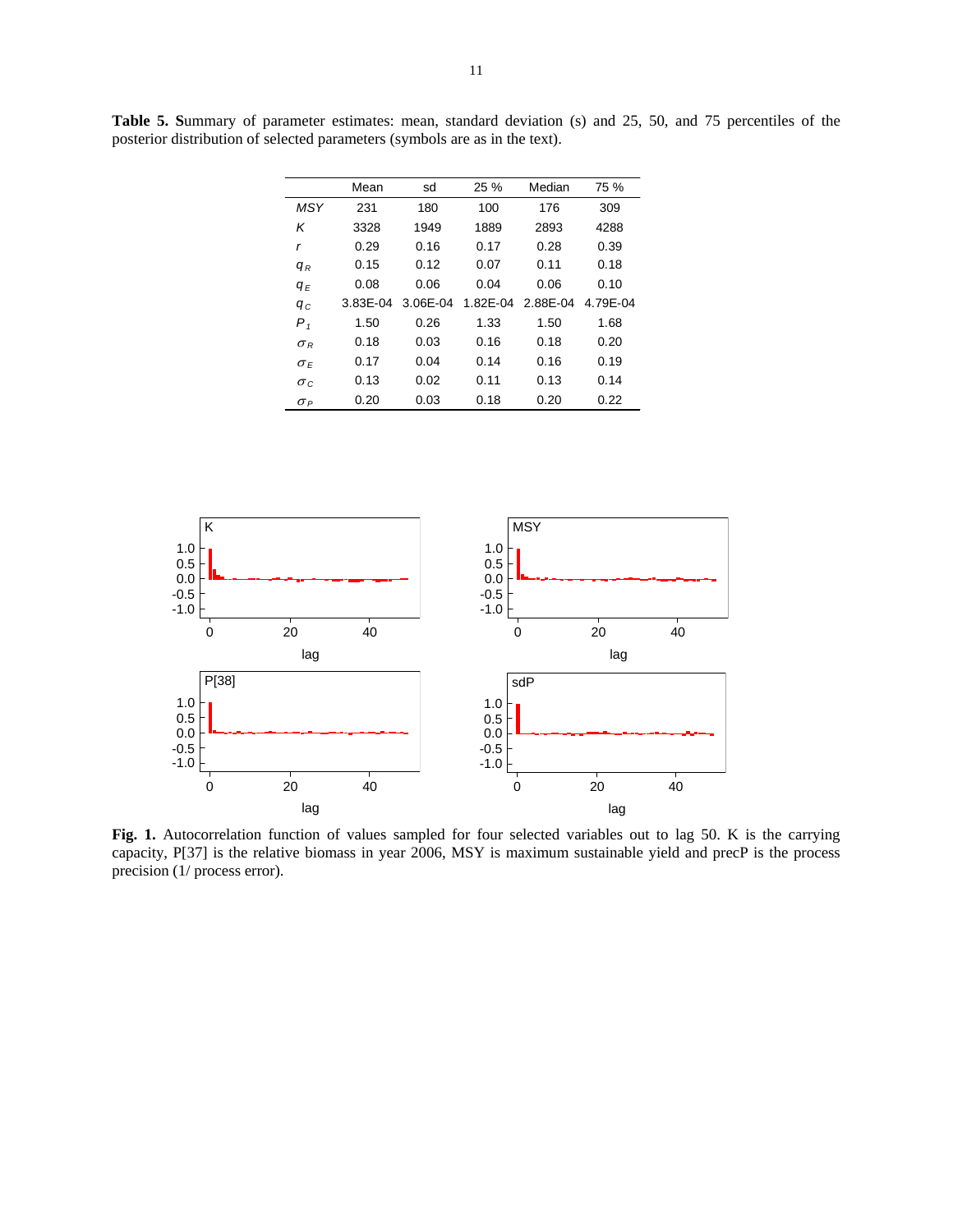**Table 5. S**ummary of parameter estimates: mean, standard deviation (s) and 25, 50, and 75 percentiles of the posterior distribution of selected parameters (symbols are as in the text).

| | Mean | sd | 25 % | Median | 75 % |
|---|---|---|---|---|---|
| $MSY$ | 231 | 180 | 100 | 176 | 309 |
| $K$ | 3328 | 1949 | 1889 | 2893 | 4288 |
| $r$ | 0.29 | 0.16 | 0.17 | 0.28 | 0.39 |
| $q_R$ | 0.15 | 0.12 | 0.07 | 0.11 | 0.18 |
| $q_E$ | 0.08 | 0.06 | 0.04 | 0.06 | 0.10 |
| $q_C$ | 3.83E-04 | 3.06E-04 | 1.82E-04 | 2.88E-04 | 4.79E-04 |
| $P_1$ | 1.50 | 0.26 | 1.33 | 1.50 | 1.68 |
| $\sigma_R$ | 0.18 | 0.03 | 0.16 | 0.18 | 0.20 |
| $\sigma_E$ | 0.17 | 0.04 | 0.14 | 0.16 | 0.19 |
| $\sigma_C$ | 0.13 | 0.02 | 0.11 | 0.13 | 0.14 |
| $\sigma_P$ | 0.20 | 0.03 | 0.18 | 0.20 | 0.22 |

**Fig. 1.** Autocorrelation function of values sampled for four selected variables out to lag 50. K is the carrying capacity, P[37] is the relative biomass in year 2006, MSY is maximum sustainable yield and precP is the process precision (1/ process error).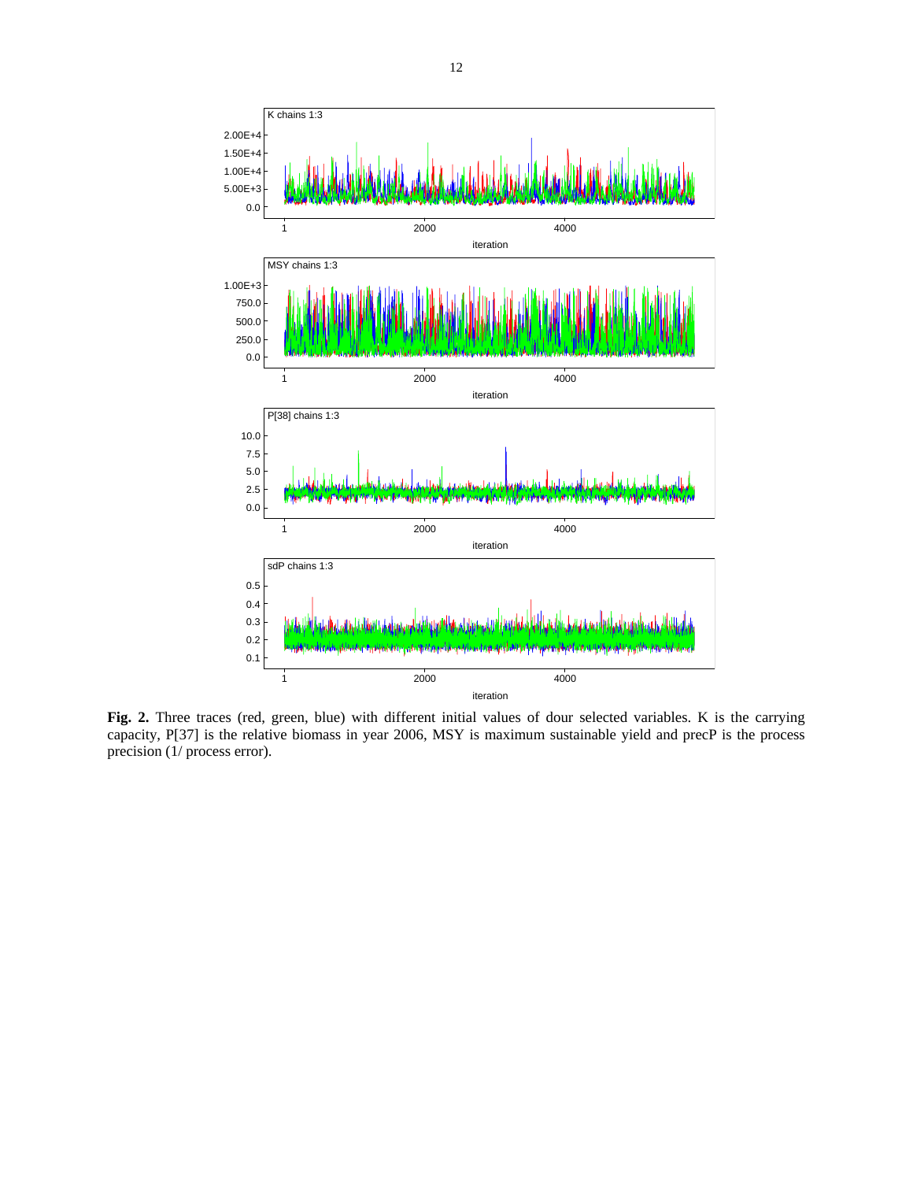**Fig. 2.** Three traces (red, green, blue) with different initial values of dour selected variables. K is the carrying capacity, P[37] is the relative biomass in year 2006, MSY is maximum sustainable yield and precP is the process precision (1/ process error).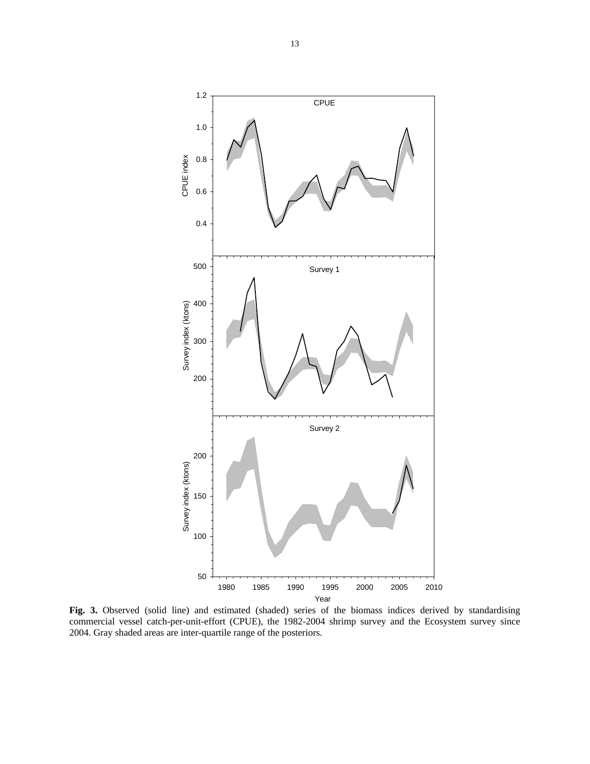**Fig. 3.** Observed (solid line) and estimated (shaded) series of the biomass indices derived by standardising commercial vessel catch-per-unit-effort (CPUE), the 1982-2004 shrimp survey and the Ecosystem survey since 2004. Gray shaded areas are inter-quartile range of the posteriors.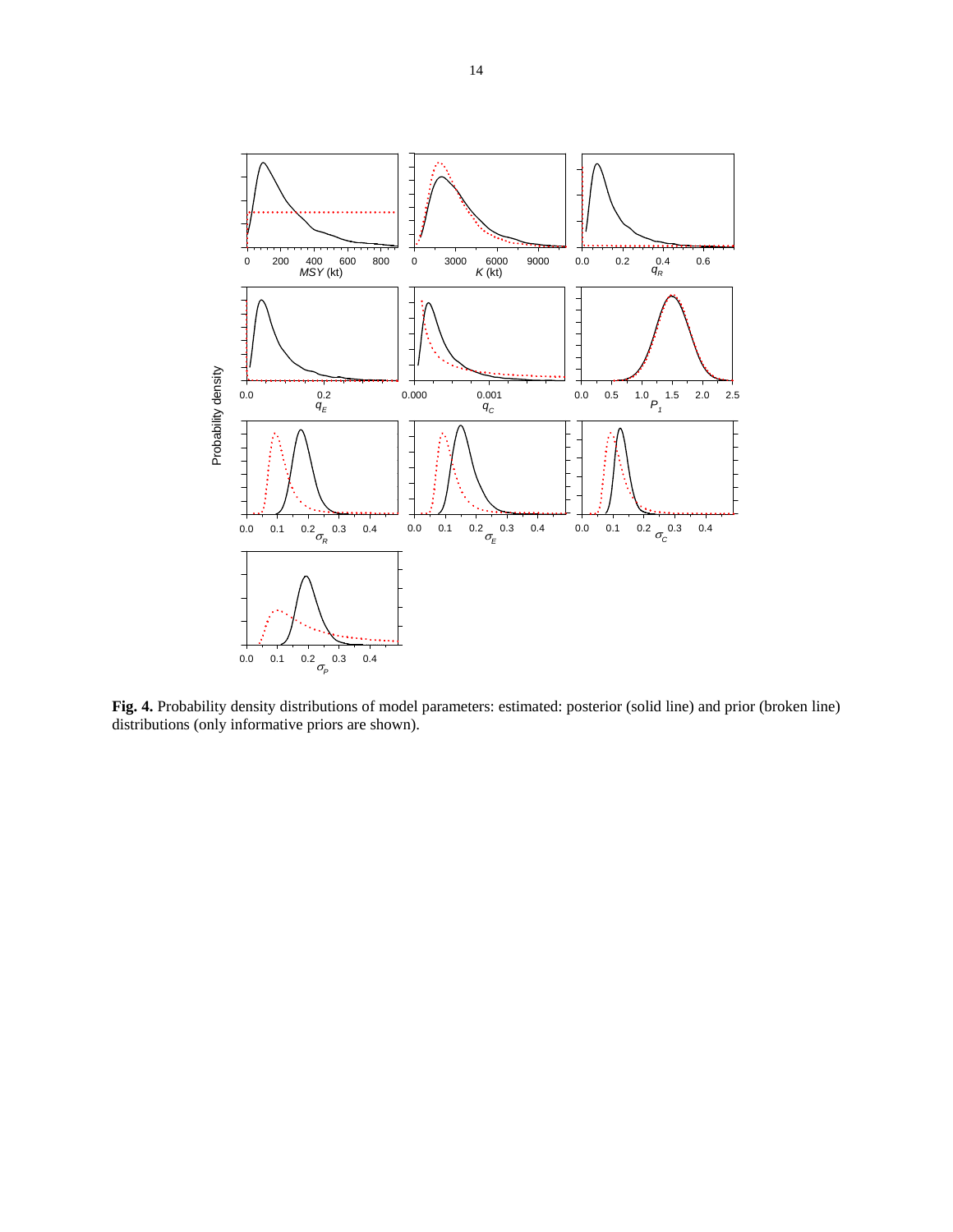**Fig. 4.** Probability density distributions of model parameters: estimated: posterior (solid line) and prior (broken line) distributions (only informative priors are shown).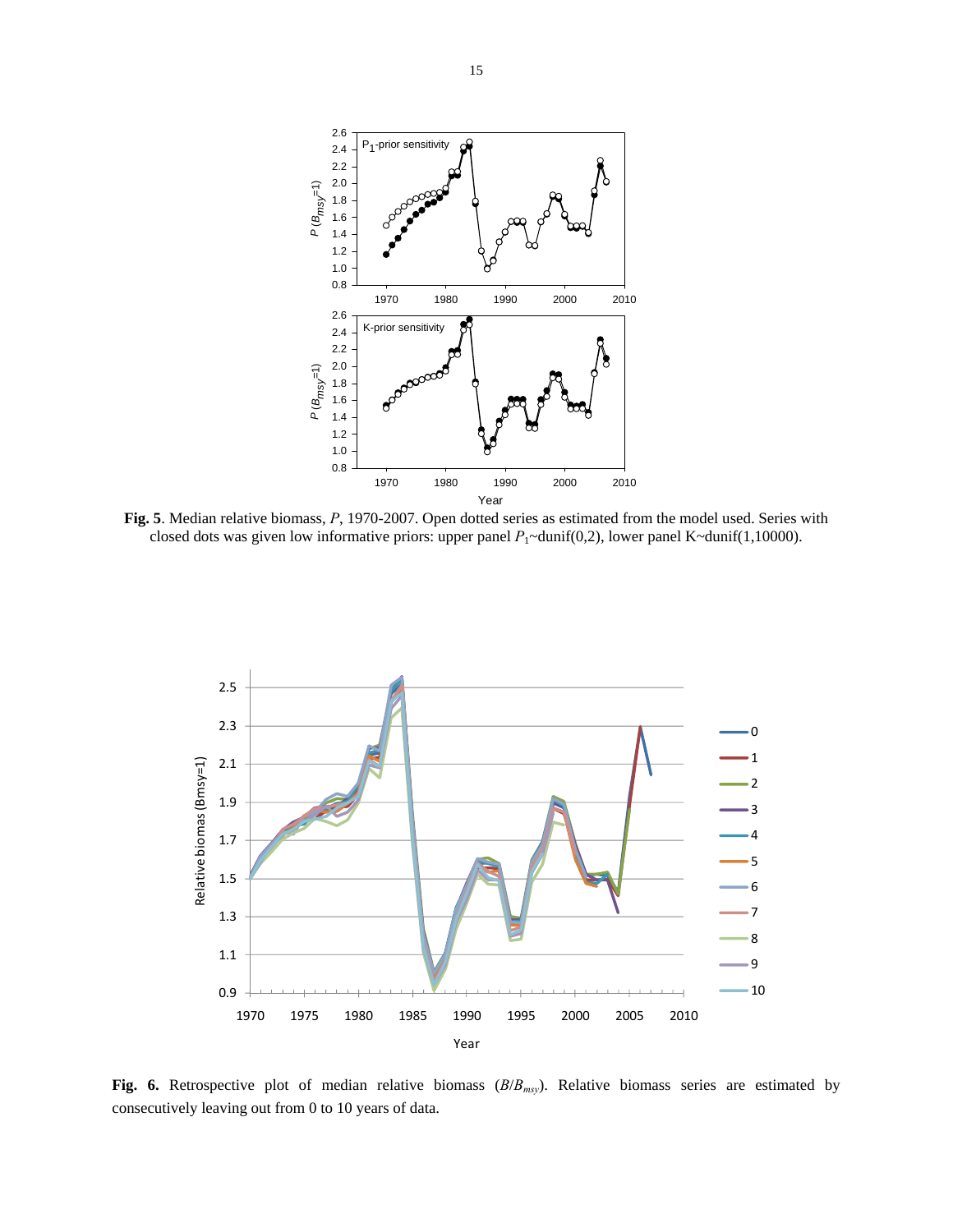**Fig. 5**. Median relative biomass, *P*, 1970-2007. Open dotted series as estimated from the model used. Series with closed dots was given low informative priors: upper panel $P_1$~dunif(0,2), lower panel K~dunif(1,10000).

**Fig. 6.** Retrospective plot of median relative biomass ($B/B_{msy}$). Relative biomass series are estimated by consecutively leaving out from 0 to 10 years of data.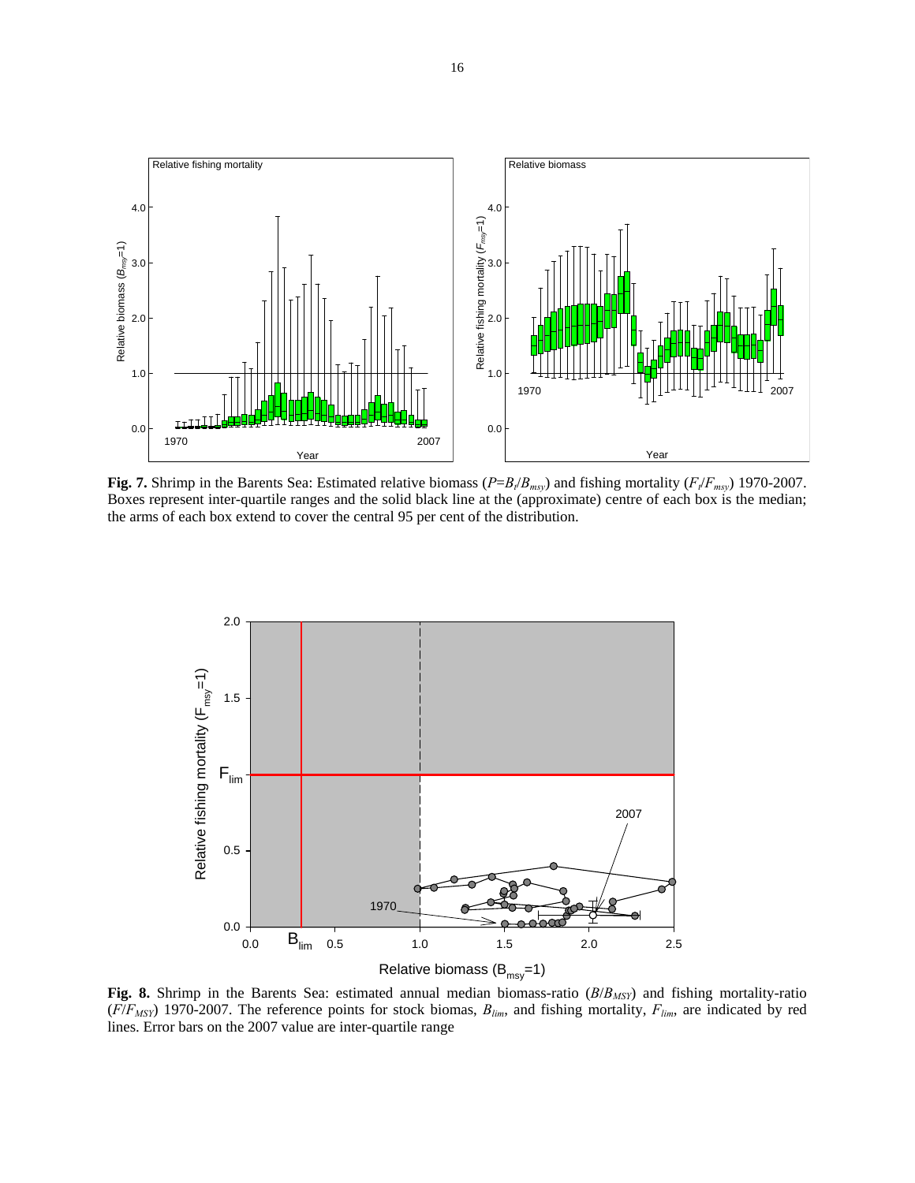**Fig. 7.** Shrimp in the Barents Sea: Estimated relative biomass ($P=B_t/B_{msy}$) and fishing mortality ($F_t/F_{msy}$) 1970-2007. Boxes represent inter-quartile ranges and the solid black line at the (approximate) centre of each box is the median; the arms of each box extend to cover the central 95 per cent of the distribution.

**Fig. 8.** Shrimp in the Barents Sea: estimated annual median biomass-ratio ($B/B_{MSY}$) and fishing mortality-ratio ($F/F_{MSY}$) 1970-2007. The reference points for stock biomas, $B_{lim}$, and fishing mortality, $F_{lim}$, are indicated by red lines. Error bars on the 2007 value are inter-quartile range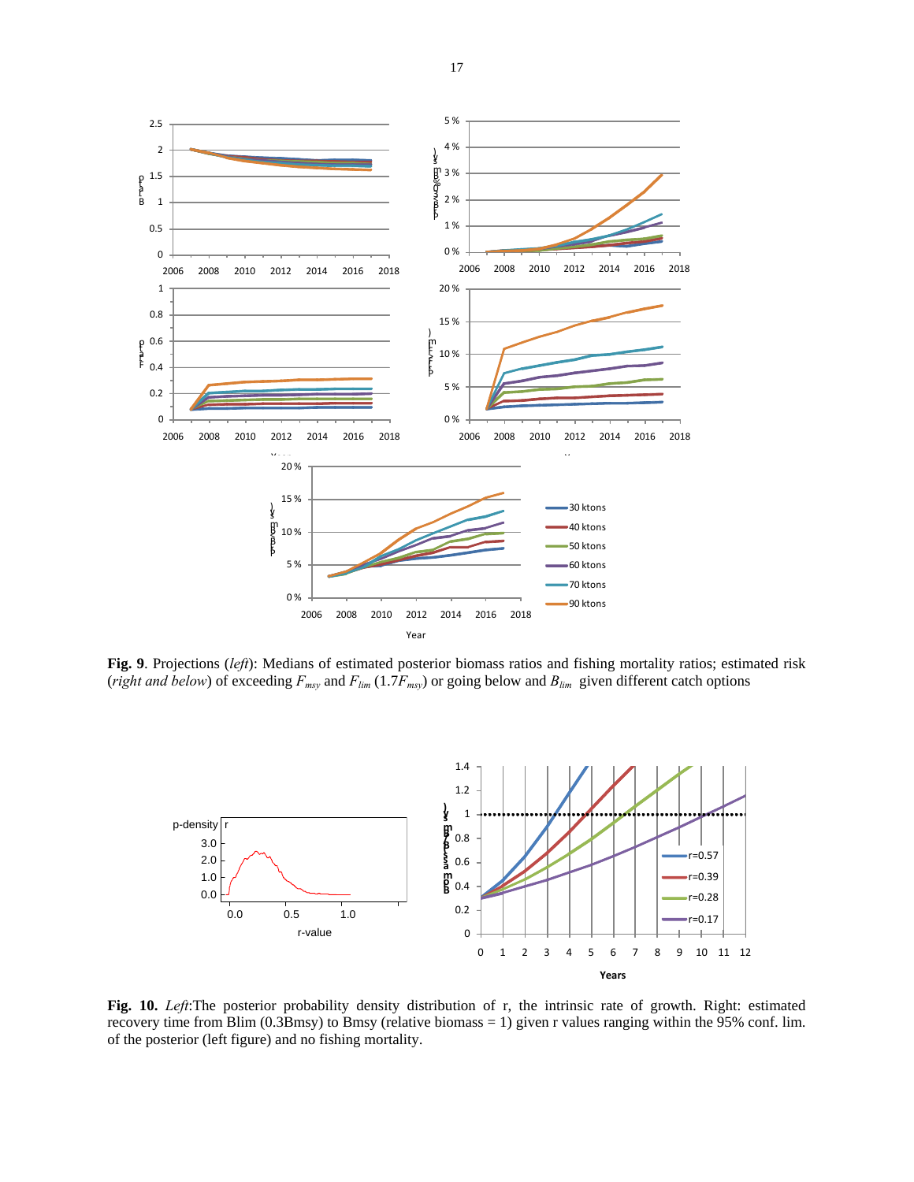**Fig. 9**. Projections (*left*): Medians of estimated posterior biomass ratios and fishing mortality ratios; estimated risk (*right and below*) of exceeding $F_{msy}$ and $F_{lim}$ ($1.7F_{msy}$) or going below and $B_{lim}$ given different catch options

**Fig. 10.** *Left*:The posterior probability density distribution of r, the intrinsic rate of growth. Right: estimated recovery time from Blim (0.3Bmsy) to Bmsy (relative biomass = 1) given r values ranging within the 95% conf. lim. of the posterior (left figure) and no fishing mortality.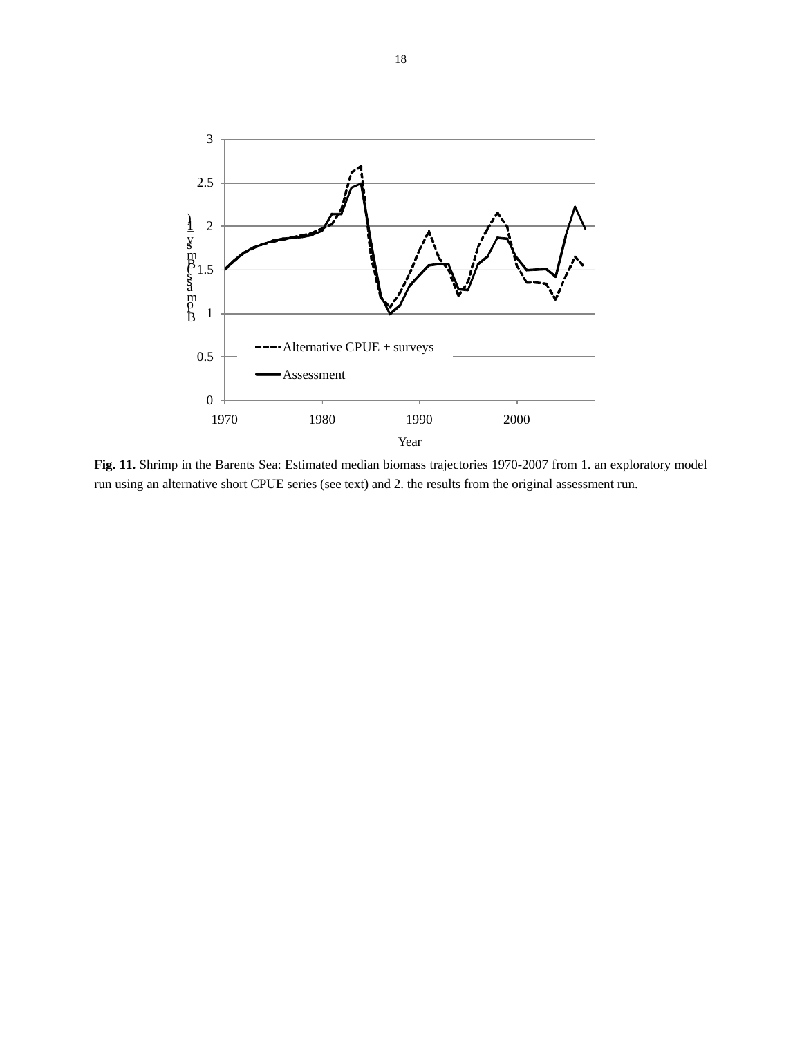3

2.5

2

1.5

1

0.5

0

1970

1980

1990

2000

Year

Alternative CPUE + surveys

Assessment

**Fig. 11.** Shrimp in the Barents Sea: Estimated median biomass trajectories 1970-2007 from 1. an exploratory model run using an alternative short CPUE series (see text) and 2. the results from the original assessment run.